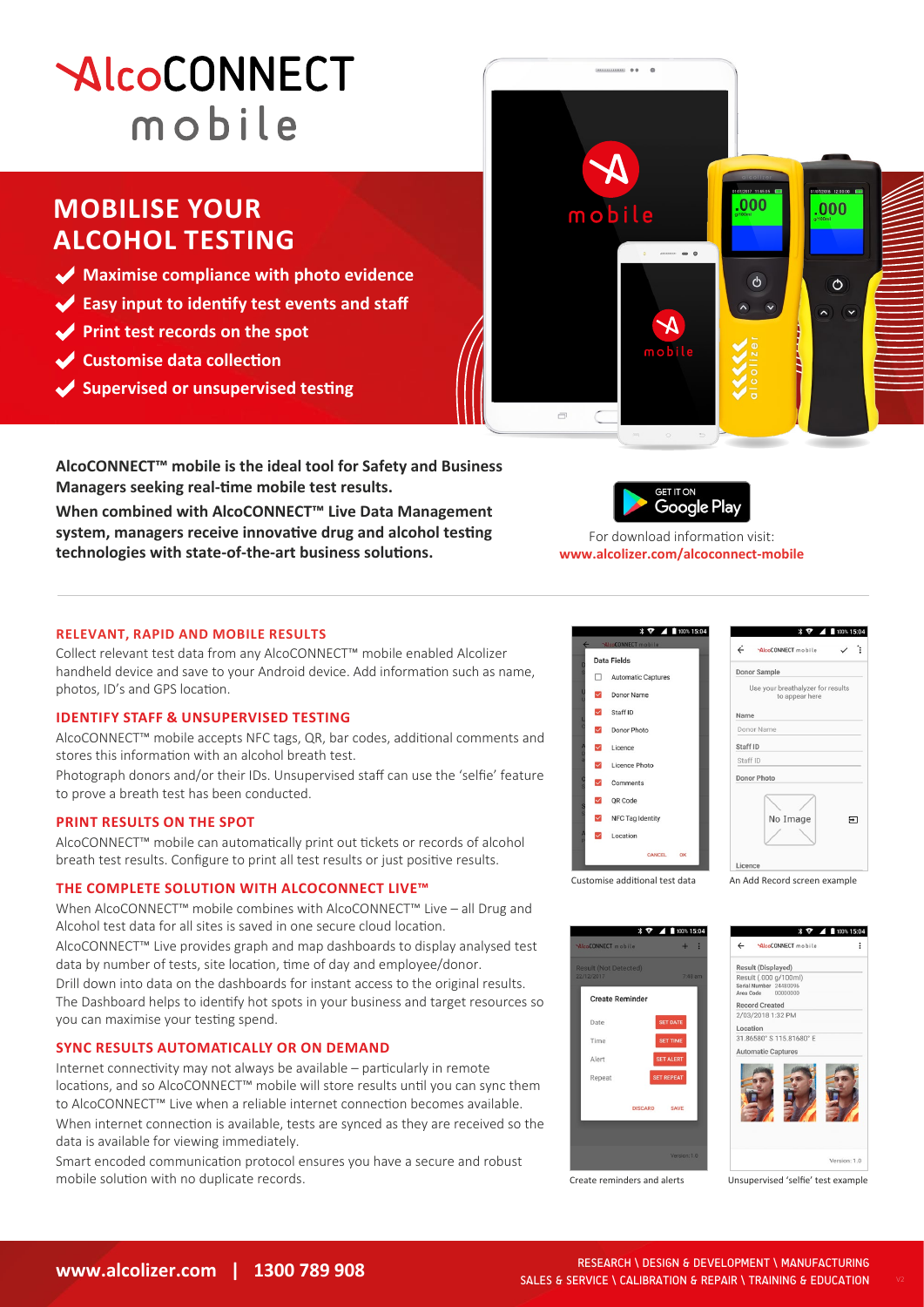# AlcoCONNECT mobile

## MOBILISE YOUR ALCOHOL TESTING

- Maximise compliance with photo evidence
- Easy input to identify test events and staff
- Print test records on the spot
- Customise data collection
- Supervised or unsupervised testing

**AlcoCONNECT™ mobile is the ideal tool for Safety and Business Managers seeking real-time mobile test results.**

**When combined with AlcoCONNECT™ Live Data Management system, managers receive innovative drug and alcohol testing technologies with state-of-the-art business solutions.**

GET IT ON Google Play

For download information visit:
**www.alcolizer.com/alcoconnect-mobile**

### RELEVANT, RAPID AND MOBILE RESULTS

Collect relevant test data from any AlcoCONNECT™ mobile enabled Alcolizer handheld device and save to your Android device. Add information such as name, photos, ID's and GPS location.

### IDENTIFY STAFF & UNSUPERVISED TESTING

AlcoCONNECT™ mobile accepts NFC tags, QR, bar codes, additional comments and stores this information with an alcohol breath test.

Photograph donors and/or their IDs. Unsupervised staff can use the 'selfie' feature to prove a breath test has been conducted.

### PRINT RESULTS ON THE SPOT

AlcoCONNECT™ mobile can automatically print out tickets or records of alcohol breath test results. Configure to print all test results or just positive results.

### THE COMPLETE SOLUTION WITH ALCOCONNECT LIVE™

When AlcoCONNECT™ mobile combines with AlcoCONNECT™ Live – all Drug and Alcohol test data for all sites is saved in one secure cloud location.

AlcoCONNECT™ Live provides graph and map dashboards to display analysed test data by number of tests, site location, time of day and employee/donor.

Drill down into data on the dashboards for instant access to the original results. The Dashboard helps to identify hot spots in your business and target resources so you can maximise your testing spend.

### SYNC RESULTS AUTOMATICALLY OR ON DEMAND

Internet connectivity may not always be available – particularly in remote locations, and so AlcoCONNECT™ mobile will store results until you can sync them to AlcoCONNECT™ Live when a reliable internet connection becomes available.

When internet connection is available, tests are synced as they are received so the data is available for viewing immediately.

Smart encoded communication protocol ensures you have a secure and robust mobile solution with no duplicate records.

Customise additional test data

An Add Record screen example

Create reminders and alerts

Unsupervised 'selfie' test example

**www.alcolizer.com | 1300 789 908**

RESEARCH \ DESIGN & DEVELOPMENT \ MANUFACTURING
SALES & SERVICE \ CALIBRATION & REPAIR \ TRAINING & EDUCATION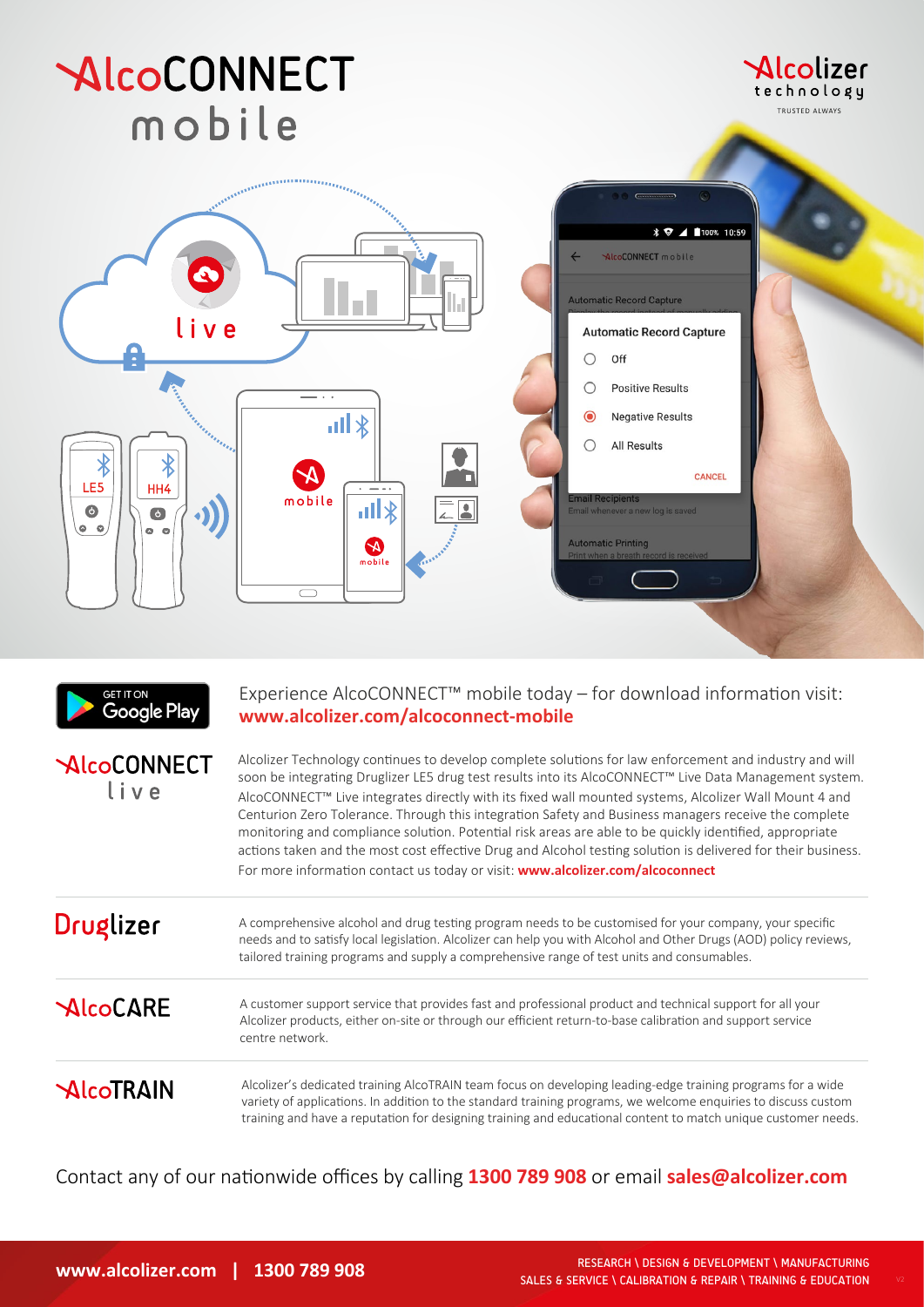# AlcoCONNECT mobile

Experience AlcoCONNECT™ mobile today – for download information visit: **www.alcolizer.com/alcoconnect-mobile**

## AlcoCONNECT live

Alcolizer Technology continues to develop complete solutions for law enforcement and industry and will soon be integrating Druglizer LE5 drug test results into its AlcoCONNECT™ Live Data Management system. AlcoCONNECT™ Live integrates directly with its fixed wall mounted systems, Alcolizer Wall Mount 4 and Centurion Zero Tolerance. Through this integration Safety and Business managers receive the complete monitoring and compliance solution. Potential risk areas are able to be quickly identified, appropriate actions taken and the most cost effective Drug and Alcohol testing solution is delivered for their business. For more information contact us today or visit: **www.alcolizer.com/alcoconnect**

## Druglizer

A comprehensive alcohol and drug testing program needs to be customised for your company, your specific needs and to satisfy local legislation. Alcolizer can help you with Alcohol and Other Drugs (AOD) policy reviews, tailored training programs and supply a comprehensive range of test units and consumables.

## AlcoCARE

A customer support service that provides fast and professional product and technical support for all your Alcolizer products, either on-site or through our efficient return-to-base calibration and support service centre network.

## AlcoTRAIN

Alcolizer's dedicated training AlcoTRAIN team focus on developing leading-edge training programs for a wide variety of applications. In addition to the standard training programs, we welcome enquiries to discuss custom training and have a reputation for designing training and educational content to match unique customer needs.

Contact any of our nationwide offices by calling **1300 789 908** or email **sales@alcolizer.com**

**www.alcolizer.com | 1300 789 908**

RESEARCH \ DESIGN & DEVELOPMENT \ MANUFACTURING
SALES & SERVICE \ CALIBRATION & REPAIR \ TRAINING & EDUCATION